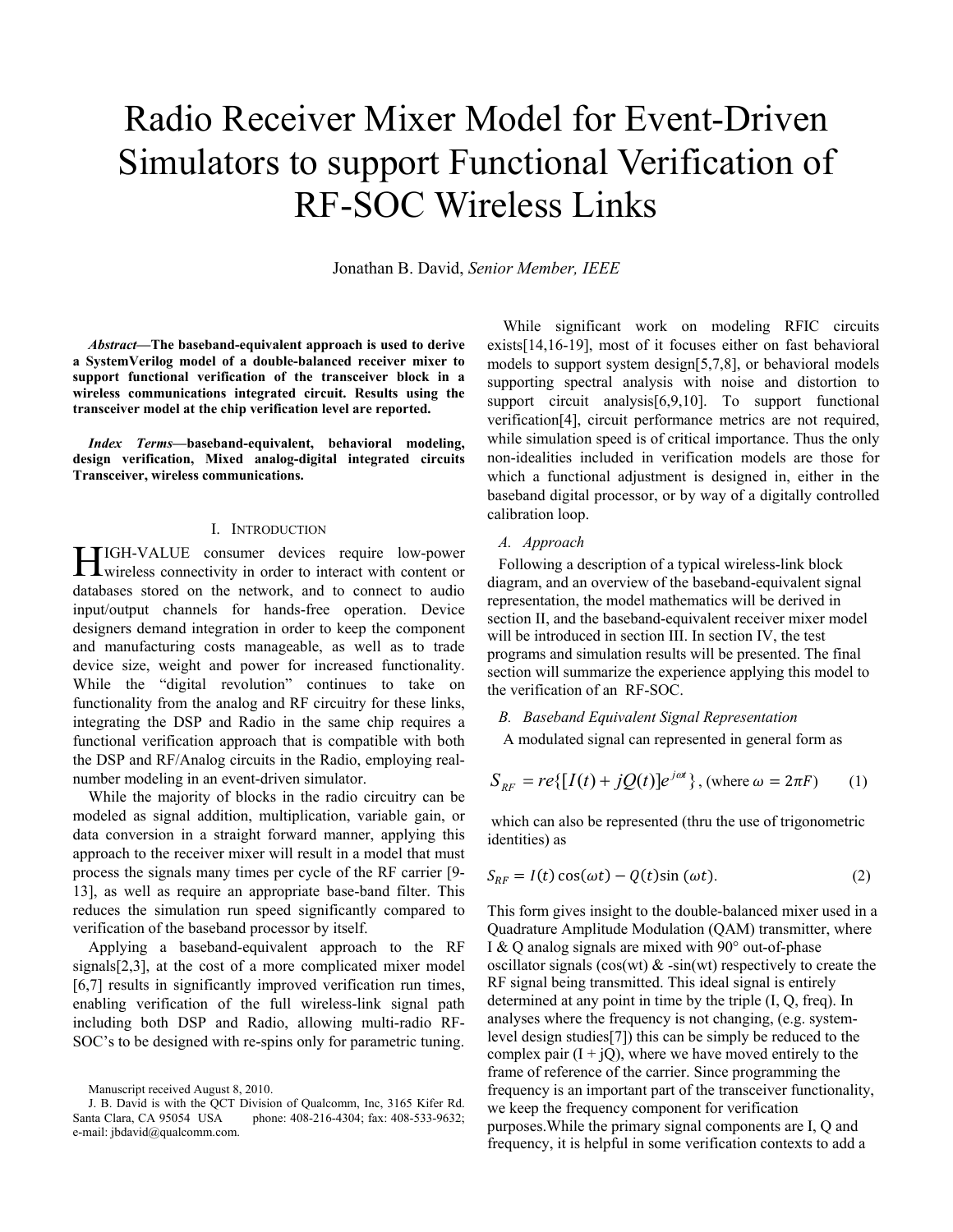# Radio Receiver Mixer Model for Event-Driven Simulators to support Functional Verification of RF-SOC Wireless Links

Jonathan B. David, *Senior Member, IEEE*

***Abstract*—The baseband-equivalent approach is used to derive a SystemVerilog model of a double-balanced receiver mixer to support functional verification of the transceiver block in a wireless communications integrated circuit. Results using the transceiver model at the chip verification level are reported.**

***Index Terms*—baseband-equivalent, behavioral modeling, design verification, Mixed analog-digital integrated circuits Transceiver, wireless communications.**

## I. Introduction

HIGH-VALUE consumer devices require low-power wireless connectivity in order to interact with content or databases stored on the network, and to connect to audio input/output channels for hands-free operation. Device designers demand integration in order to keep the component and manufacturing costs manageable, as well as to trade device size, weight and power for increased functionality. While the "digital revolution" continues to take on functionality from the analog and RF circuitry for these links, integrating the DSP and Radio in the same chip requires a functional verification approach that is compatible with both the DSP and RF/Analog circuits in the Radio, employing real-number modeling in an event-driven simulator.

While the majority of blocks in the radio circuitry can be modeled as signal addition, multiplication, variable gain, or data conversion in a straight forward manner, applying this approach to the receiver mixer will result in a model that must process the signals many times per cycle of the RF carrier [9-13], as well as require an appropriate base-band filter. This reduces the simulation run speed significantly compared to verification of the baseband processor by itself.

Applying a baseband-equivalent approach to the RF signals[2,3], at the cost of a more complicated mixer model [6,7] results in significantly improved verification run times, enabling verification of the full wireless-link signal path including both DSP and Radio, allowing multi-radio RF-SOC's to be designed with re-spins only for parametric tuning.

Manuscript received August 8, 2010.

J. B. David is with the QCT Division of Qualcomm, Inc, 3165 Kifer Rd. Santa Clara, CA 95054 USA phone: 408-216-4304; fax: 408-533-9632; e-mail: jbdavid@qualcomm.com.

While significant work on modeling RFIC circuits exists[14,16-19], most of it focuses either on fast behavioral models to support system design[5,7,8], or behavioral models supporting spectral analysis with noise and distortion to support circuit analysis[6,9,10]. To support functional verification[4], circuit performance metrics are not required, while simulation speed is of critical importance. Thus the only non-idealities included in verification models are those for which a functional adjustment is designed in, either in the baseband digital processor, or by way of a digitally controlled calibration loop.

### A. Approach

Following a description of a typical wireless-link block diagram, and an overview of the baseband-equivalent signal representation, the model mathematics will be derived in section II, and the baseband-equivalent receiver mixer model will be introduced in section III. In section IV, the test programs and simulation results will be presented. The final section will summarize the experience applying this model to the verification of an RF-SOC.

### B. Baseband Equivalent Signal Representation

A modulated signal can represented in general form as

$$S_{RF} = re\{[I(t) + jQ(t)]e^{j\omega t}\}\text{, (where } \omega = 2\pi F) \qquad (1)$$

which can also be represented (thru the use of trigonometric identities) as

$$S_{RF} = I(t)\cos(\omega t) - Q(t)\sin(\omega t). \qquad (2)$$

This form gives insight to the double-balanced mixer used in a Quadrature Amplitude Modulation (QAM) transmitter, where I & Q analog signals are mixed with 90° out-of-phase oscillator signals (cos(wt) & -sin(wt) respectively to create the RF signal being transmitted. This ideal signal is entirely determined at any point in time by the triple (I, Q, freq). In analyses where the frequency is not changing, (e.g. system-level design studies[7]) this can be simply be reduced to the complex pair (I + jQ), where we have moved entirely to the frame of reference of the carrier. Since programming the frequency is an important part of the transceiver functionality, we keep the frequency component for verification purposes.While the primary signal components are I, Q and frequency, it is helpful in some verification contexts to add a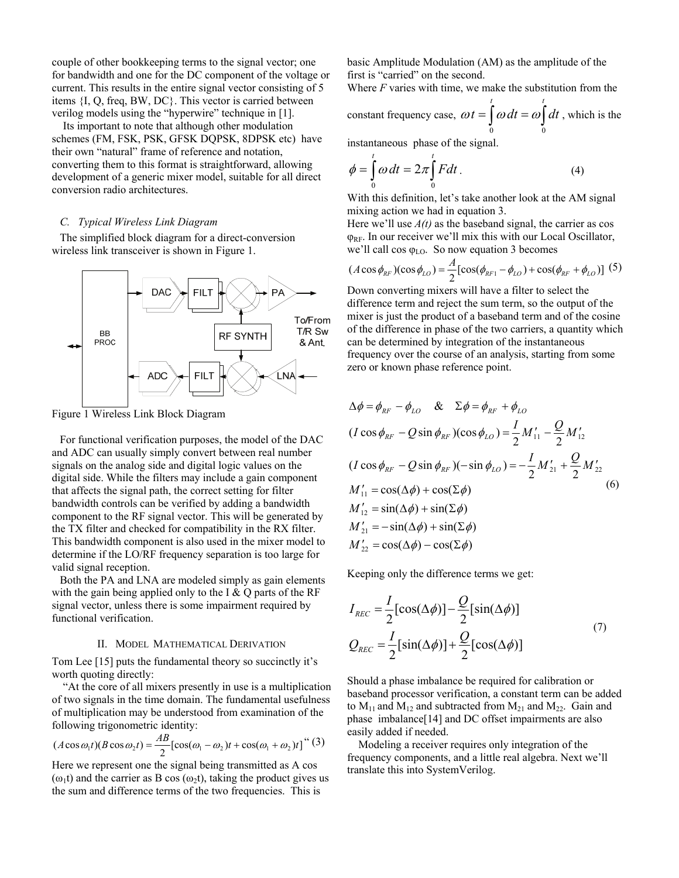couple of other bookkeeping terms to the signal vector; one for bandwidth and one for the DC component of the voltage or current. This results in the entire signal vector consisting of 5 items {I, Q, freq, BW, DC}. This vector is carried between verilog models using the "hyperwire" technique in [1].

Its important to note that although other modulation schemes (FM, FSK, PSK, GFSK DQPSK, 8DPSK etc) have their own "natural" frame of reference and notation, converting them to this format is straightforward, allowing development of a generic mixer model, suitable for all direct conversion radio architectures.

### C. Typical Wireless Link Diagram

The simplified block diagram for a direct-conversion wireless link transceiver is shown in Figure 1.

Figure 1 Wireless Link Block Diagram

For functional verification purposes, the model of the DAC and ADC can usually simply convert between real number signals on the analog side and digital logic values on the digital side. While the filters may include a gain component that affects the signal path, the correct setting for filter bandwidth controls can be verified by adding a bandwidth component to the RF signal vector. This will be generated by the TX filter and checked for compatibility in the RX filter. This bandwidth component is also used in the mixer model to determine if the LO/RF frequency separation is too large for valid signal reception.

Both the PA and LNA are modeled simply as gain elements with the gain being applied only to the I & Q parts of the RF signal vector, unless there is some impairment required by functional verification.

## II. Model Mathematical Derivation

Tom Lee [15] puts the fundamental theory so succinctly it's worth quoting directly:

"At the core of all mixers presently in use is a multiplication of two signals in the time domain. The fundamental usefulness of multiplication may be understood from examination of the following trigonometric identity:

$$(A\cos\omega_1 t)(B\cos\omega_2 t) = \frac{AB}{2}[\cos(\omega_1-\omega_2)t + \cos(\omega_1+\omega_2)t]\text{" } \quad (3)$$

Here we represent one the signal being transmitted as A cos $(\omega_1 t)$ and the carrier as B cos $(\omega_2 t)$, taking the product gives us the sum and difference terms of the two frequencies. This is basic Amplitude Modulation (AM) as the amplitude of the first is "carried" on the second.

Where $F$ varies with time, we make the substitution from the constant frequency case, $\omega t = \int_0^t \omega\, dt = \omega \int_0^t dt$, which is the instantaneous phase of the signal.

$$\phi = \int_0^t \omega\, dt = 2\pi \int_0^t F dt\,. \quad (4)$$

With this definition, let's take another look at the AM signal mixing action we had in equation 3.

Here we'll use $A(t)$ as the baseband signal, the carrier as cos $\varphi_{RF}$. In our receiver we'll mix this with our Local Oscillator, we'll call cos $\varphi_{LO}$. So now equation 3 becomes

$$(A\cos\phi_{RF})(\cos\phi_{LO}) = \frac{A}{2}[\cos(\phi_{RF1}-\phi_{LO}) + \cos(\phi_{RF}+\phi_{LO})] \quad (5)$$

Down converting mixers will have a filter to select the difference term and reject the sum term, so the output of the mixer is just the product of a baseband term and of the cosine of the difference in phase of the two carriers, a quantity which can be determined by integration of the instantaneous frequency over the course of an analysis, starting from some zero or known phase reference point.

$$\begin{aligned}
&\Delta\phi = \phi_{RF} - \phi_{LO} \quad \& \quad \Sigma\phi = \phi_{RF} + \phi_{LO} \\
&(I\cos\phi_{RF} - Q\sin\phi_{RF})(\cos\phi_{LO}) = \frac{I}{2}M'_{11} - \frac{Q}{2}M'_{12} \\
&(I\cos\phi_{RF} - Q\sin\phi_{RF})(-\sin\phi_{LO}) = -\frac{I}{2}M'_{21} + \frac{Q}{2}M'_{22} \\
&M'_{11} = \cos(\Delta\phi) + \cos(\Sigma\phi) \\
&M'_{12} = \sin(\Delta\phi) + \sin(\Sigma\phi) \\
&M'_{21} = -\sin(\Delta\phi) + \sin(\Sigma\phi) \\
&M'_{22} = \cos(\Delta\phi) - \cos(\Sigma\phi)
\end{aligned} \quad (6)$$

Keeping only the difference terms we get:

$$\begin{aligned}
I_{REC} &= \frac{I}{2}[\cos(\Delta\phi)] - \frac{Q}{2}[\sin(\Delta\phi)] \\
Q_{REC} &= \frac{I}{2}[\sin(\Delta\phi)] + \frac{Q}{2}[\cos(\Delta\phi)]
\end{aligned} \quad (7)$$

Should a phase imbalance be required for calibration or baseband processor verification, a constant term can be added to $M_{11}$ and $M_{12}$ and subtracted from $M_{21}$ and $M_{22}$. Gain and phase imbalance[14] and DC offset impairments are also easily added if needed.

Modeling a receiver requires only integration of the frequency components, and a little real algebra. Next we'll translate this into SystemVerilog.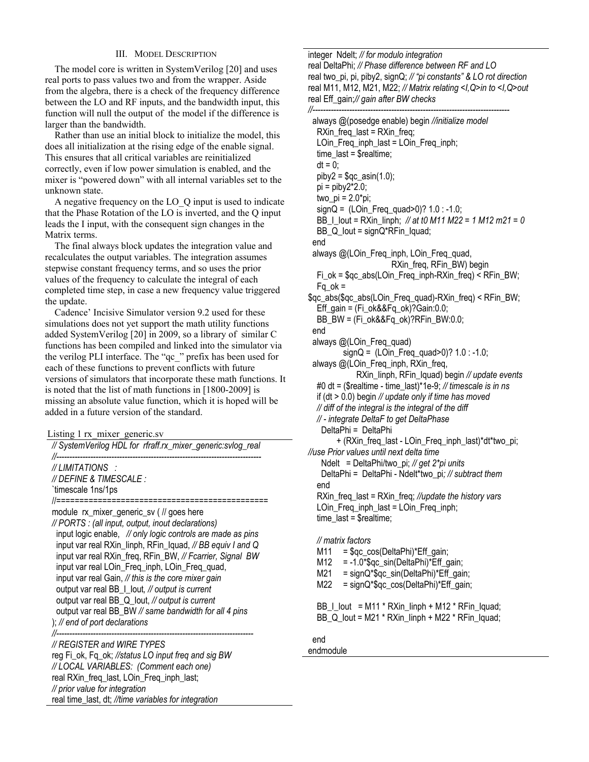### III. Model Description

The model core is written in SystemVerilog [20] and uses real ports to pass values two and from the wrapper. Aside from the algebra, there is a check of the frequency difference between the LO and RF inputs, and the bandwidth input, this function will null the output of the model if the difference is larger than the bandwidth.

Rather than use an initial block to initialize the model, this does all initialization at the rising edge of the enable signal. This ensures that all critical variables are reinitialized correctly, even if low power simulation is enabled, and the mixer is "powered down" with all internal variables set to the unknown state.

A negative frequency on the LO_Q input is used to indicate that the Phase Rotation of the LO is inverted, and the Q input leads the I input, with the consequent sign changes in the Matrix terms.

The final always block updates the integration value and recalculates the output variables. The integration assumes stepwise constant frequency terms, and so uses the prior values of the frequency to calculate the integral of each completed time step, in case a new frequency value triggered the update.

Cadence' Incisive Simulator version 9.2 used for these simulations does not yet support the math utility functions added SystemVerilog [20] in 2009, so a library of similar C functions has been compiled and linked into the simulator via the verilog PLI interface. The "qc_" prefix has been used for each of these functions to prevent conflicts with future versions of simulators that incorporate these math functions. It is noted that the list of math functions in [1800-2009] is missing an absolute value function, which it is hoped will be added in a future version of the standard.

Listing 1 rx_mixer_generic.sv

```
// SystemVerilog HDL for  rfraff.rx_mixer_generic:svlog_real
//--------------------------------------------------------------------------------
// LIMITATIONS   :
// DEFINE & TIMESCALE :
`timescale 1ns/1ps
//===============================================
module  rx_mixer_generic_sv ( // goes here
// PORTS : (all input, output, inout declarations)
  input logic enable,   // only logic controls are made as pins
  input var real RXin_Iinph, RFin_Iquad, // BB equiv I and Q
  input var real RXin_freq, RFin_BW, // Fcarrier, Signal  BW
  input var real LOin_Freq_inph, LOin_Freq_quad,
  input var real Gain, // this is the core mixer gain
  output var real BB_I_Iout, // output is current
  output var real BB_Q_Iout, // output is current
  output var real BB_BW // same bandwidth for all 4 pins
); // end of port declarations
//---------------------------------------------------------------------------
// REGISTER and WIRE TYPES
reg Fi_ok, Fq_ok; //status LO input freq and sig BW
// LOCAL VARIABLES:  (Comment each one)
real RXin_freq_last, LOin_Freq_inph_last;
// prior value for integration
real time_last, dt; //time variables for integration
integer  Ndelt; // for modulo integration
real DeltaPhi; // Phase difference between RF and LO
real two_pi, pi, piby2, signQ; // "pi constants" & LO rot direction
real M11, M12, M21, M22; // Matrix relating <I,Q>in to <I,Q>out
real Eff_gain;// gain after BW checks
//---------------------------------------------------------------------------
  always @(posedge enable) begin //initialize model
    RXin_freq_last = RXin_freq;
    LOin_Freq_inph_last = LOin_Freq_inph;
    time_last = $realtime;
    dt = 0;
    piby2 = $qc_asin(1.0);
    pi = piby2*2.0;
    two_pi = 2.0*pi;
    signQ =  (LOin_Freq_quad>0)? 1.0 : -1.0;
    BB_I_Iout = RXin_Iinph;  // at t0 M11 M22 = 1 M12 m21 = 0
    BB_Q_Iout = signQ*RFin_Iquad;
  end
  always @(LOin_Freq_inph, LOin_Freq_quad,
                            RXin_freq, RFin_BW) begin
    Fi_ok = $qc_abs(LOin_Freq_inph-RXin_freq) < RFin_BW;
    Fq_ok =
$qc_abs($qc_abs(LOin_Freq_quad)-RXin_freq) < RFin_BW;
    Eff_gain = (Fi_ok&&Fq_ok)?Gain:0.0;
    BB_BW = (Fi_ok&&Fq_ok)?RFin_BW:0.0;
  end
  always @(LOin_Freq_quad)
            signQ =  (LOin_Freq_quad>0)? 1.0 : -1.0;
  always @(LOin_Freq_inph, RXin_freq,
                RXin_Iinph, RFin_Iquad) begin // update events
    #0 dt = ($realtime - time_last)*1e-9; // timescale is in ns
    if (dt > 0.0) begin // update only if time has moved
    // diff of the integral is the integral of the diff
    // - integrate DeltaF to get DeltaPhase
      DeltaPhi =  DeltaPhi
          + (RXin_freq_last - LOin_Freq_inph_last)*dt*two_pi;
//use Prior values until next delta time
      Ndelt   = DeltaPhi/two_pi; // get 2*pi units
      DeltaPhi =  DeltaPhi - Ndelt*two_pi; // subtract them
    end
    RXin_freq_last = RXin_freq; //update the history vars
    LOin_Freq_inph_last = LOin_Freq_inph;
    time_last = $realtime;

    // matrix factors
    M11    = $qc_cos(DeltaPhi)*Eff_gain;
    M12    = -1.0*$qc_sin(DeltaPhi)*Eff_gain;
    M21    = signQ*$qc_sin(DeltaPhi)*Eff_gain;
    M22    = signQ*$qc_cos(DeltaPhi)*Eff_gain;

    BB_I_Iout   = M11 * RXin_Iinph + M12 * RFin_Iquad;
    BB_Q_Iout = M21 * RXin_Iinph + M22 * RFin_Iquad;

  end
endmodule
```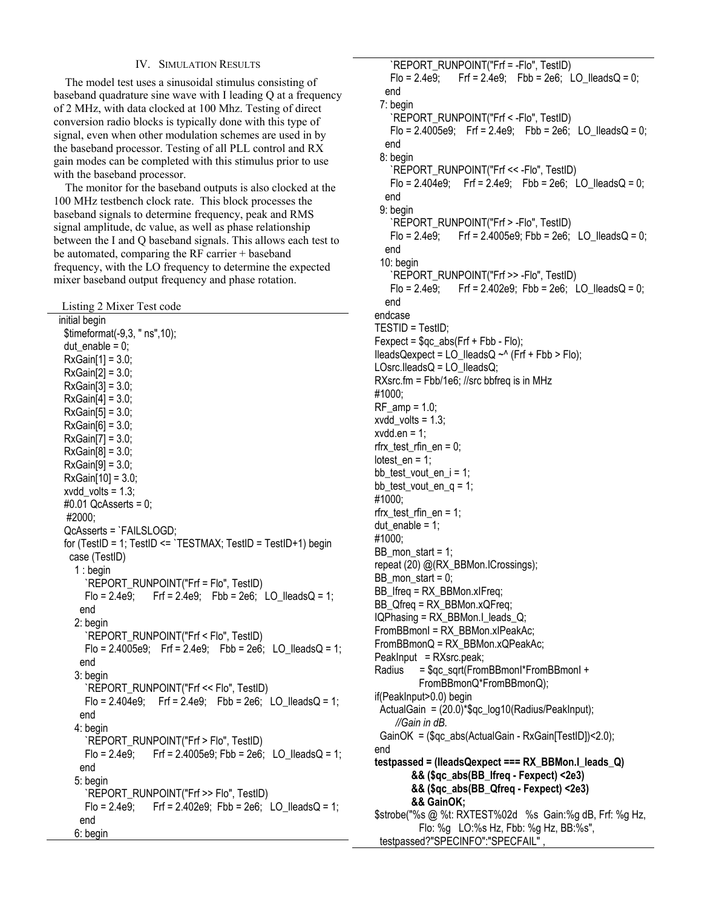## IV. Simulation Results

The model test uses a sinusoidal stimulus consisting of baseband quadrature sine wave with I leading Q at a frequency of 2 MHz, with data clocked at 100 Mhz. Testing of direct conversion radio blocks is typically done with this type of signal, even when other modulation schemes are used in by the baseband processor. Testing of all PLL control and RX gain modes can be completed with this stimulus prior to use with the baseband processor.

The monitor for the baseband outputs is also clocked at the 100 MHz testbench clock rate. This block processes the baseband signals to determine frequency, peak and RMS signal amplitude, dc value, as well as phase relationship between the I and Q baseband signals. This allows each test to be automated, comparing the RF carrier + baseband frequency, with the LO frequency to determine the expected mixer baseband output frequency and phase rotation.

Listing 2 Mixer Test code

```
initial begin
  $timeformat(-9,3, " ns",10);
  dut_enable = 0;
  RxGain[1] = 3.0;
  RxGain[2] = 3.0;
  RxGain[3] = 3.0;
  RxGain[4] = 3.0;
  RxGain[5] = 3.0;
  RxGain[6] = 3.0;
  RxGain[7] = 3.0;
  RxGain[8] = 3.0;
  RxGain[9] = 3.0;
  RxGain[10] = 3.0;
  xvdd_volts = 1.3;
  #0.01 QcAsserts = 0;
   #2000;
  QcAsserts = `FAILSLOGD;
  for (TestID = 1; TestID <= `TESTMAX; TestID = TestID+1) begin
   case (TestID)
     1 : begin
        `REPORT_RUNPOINT("Frf = Flo", TestID)
        Flo = 2.4e9;      Frf = 2.4e9;   Fbb = 2e6;   LO_IleadsQ = 1;
      end
     2: begin
        `REPORT_RUNPOINT("Frf < Flo", TestID)
        Flo = 2.4005e9;   Frf = 2.4e9;   Fbb = 2e6;   LO_IleadsQ = 1;
      end
     3: begin
        `REPORT_RUNPOINT("Frf << Flo", TestID)
        Flo = 2.404e9;    Frf = 2.4e9;   Fbb = 2e6;   LO_IleadsQ = 1;
      end
     4: begin
        `REPORT_RUNPOINT("Frf > Flo", TestID)
        Flo = 2.4e9;      Frf = 2.4005e9; Fbb = 2e6;   LO_IleadsQ = 1;
      end
     5: begin
        `REPORT_RUNPOINT("Frf >> Flo", TestID)
        Flo = 2.4e9;      Frf = 2.402e9;  Fbb = 2e6;   LO_IleadsQ = 1;
      end
     6: begin
        `REPORT_RUNPOINT("Frf = -Flo", TestID)
        Flo = 2.4e9;      Frf = 2.4e9;   Fbb = 2e6;   LO_IleadsQ = 0;
      end
     7: begin
        `REPORT_RUNPOINT("Frf < -Flo", TestID)
        Flo = 2.4005e9;   Frf = 2.4e9;   Fbb = 2e6;   LO_IleadsQ = 0;
      end
     8: begin
        `REPORT_RUNPOINT("Frf << -Flo", TestID)
        Flo = 2.404e9;    Frf = 2.4e9;   Fbb = 2e6;   LO_IleadsQ = 0;
      end
     9: begin
        `REPORT_RUNPOINT("Frf > -Flo", TestID)
        Flo = 2.4e9;      Frf = 2.4005e9; Fbb = 2e6;   LO_IleadsQ = 0;
      end
     10: begin
        `REPORT_RUNPOINT("Frf >> -Flo", TestID)
        Flo = 2.4e9;      Frf = 2.402e9;  Fbb = 2e6;   LO_IleadsQ = 0;
      end
   endcase
   TESTID = TestID;
   Fexpect = $qc_abs(Frf + Fbb - Flo);
   IleadsQexpect = LO_IleadsQ ~^ (Frf + Fbb > Flo);
   LOsrc.IleadsQ = LO_IleadsQ;
   RXsrc.fm = Fbb/1e6; //src bbfreq is in MHz
   #1000;
   RF_amp = 1.0;
   xvdd_volts = 1.3;
   xvdd.en = 1;
   rfrx_test_rfin_en = 0;
   lotest_en = 1;
   bb_test_vout_en_i = 1;
   bb_test_vout_en_q = 1;
   #1000;
   rfrx_test_rfin_en = 1;
   dut_enable = 1;
   #1000;
   BB_mon_start = 1;
   repeat (20) @(RX_BBMon.ICrossings);
   BB_mon_start = 0;
   BB_Ifreq = RX_BBMon.xIFreq;
   BB_Qfreq = RX_BBMon.xQFreq;
   IQPhasing = RX_BBMon.I_leads_Q;
   FromBBmonI = RX_BBMon.xIPeakAc;
   FromBBmonQ = RX_BBMon.xQPeakAc;
   PeakInput   = RXsrc.peak;
   Radius      = $qc_sqrt(FromBBmonI*FromBBmonI +
                 FromBBmonQ*FromBBmonQ);
   if(PeakInput>0.0) begin
     ActualGain  = (20.0)*$qc_log10(Radius/PeakInput);
         //Gain in dB.
     GainOK  = ($qc_abs(ActualGain - RxGain[TestID])<2.0);
   end
   testpassed = (IleadsQexpect === RX_BBMon.I_leads_Q)
             && ($qc_abs(BB_Ifreq - Fexpect) <2e3)
             && ($qc_abs(BB_Qfreq - Fexpect) <2e3)
             && GainOK;
   $strobe("%s @ %t: RXTEST%02d   %s  Gain:%g dB, Frf: %g Hz,
                Flo: %g   LO:%s Hz, Fbb: %g Hz, BB:%s",
     testpassed?"SPECINFO":"SPECFAIL" ,
```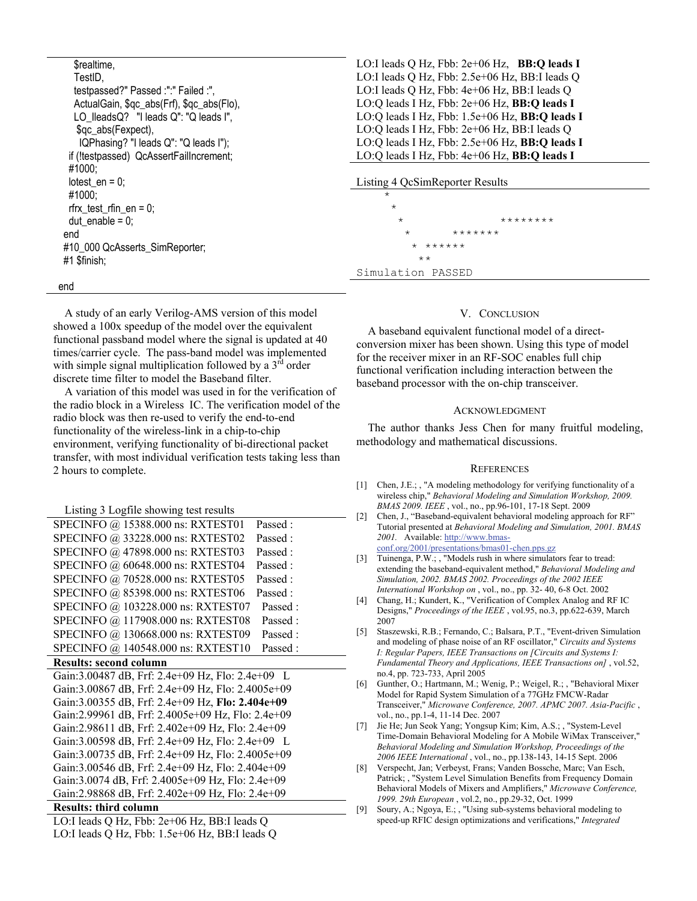```
      $realtime,
      TestID,
      testpassed?" Passed :":" Failed :",
      ActualGain, $qc_abs(Frf), $qc_abs(Flo),
      LO_IleadsQ?   "I leads Q": "Q leads I",
      $qc_abs(Fexpect),
      IQPhasing? "I leads Q": "Q leads I");
    if (!testpassed)  QcAssertFailIncrement;
    #1000;
    lotest_en = 0;
    #1000;
    rfrx_test_rfin_en = 0;
    dut_enable = 0;
  end
  #10_000 QcAsserts_SimReporter;
  #1 $finish;

end
```

A study of an early Verilog-AMS version of this model showed a 100x speedup of the model over the equivalent functional passband model where the signal is updated at 40 times/carrier cycle. The pass-band model was implemented with simple signal multiplication followed by a 3rd order discrete time filter to model the Baseband filter.

A variation of this model was used in for the verification of the radio block in a Wireless IC. The verification model of the radio block was then re-used to verify the end-to-end functionality of the wireless-link in a chip-to-chip environment, verifying functionality of bi-directional packet transfer, with most individual verification tests taking less than 2 hours to complete.

Listing 3 Logfile showing test results

SPECINFO @ 15388.000 ns: RXTEST01 Passed :
SPECINFO @ 33228.000 ns: RXTEST02 Passed :
SPECINFO @ 47898.000 ns: RXTEST03 Passed :
SPECINFO @ 60648.000 ns: RXTEST04 Passed :
SPECINFO @ 70528.000 ns: RXTEST05 Passed :
SPECINFO @ 85398.000 ns: RXTEST06 Passed :
SPECINFO @ 103228.000 ns: RXTEST07 Passed :
SPECINFO @ 117908.000 ns: RXTEST08 Passed :
SPECINFO @ 130668.000 ns: RXTEST09 Passed :
SPECINFO @ 140548.000 ns: RXTEST10 Passed :

**Results: second column**

Gain:3.00487 dB, Frf: 2.4e+09 Hz, Flo: 2.4e+09 L
Gain:3.00867 dB, Frf: 2.4e+09 Hz, Flo: 2.4005e+09
Gain:3.00355 dB, Frf: 2.4e+09 Hz, **Flo: 2.404e+09**
Gain:2.99961 dB, Frf: 2.4005e+09 Hz, Flo: 2.4e+09
Gain:2.98611 dB, Frf: 2.402e+09 Hz, Flo: 2.4e+09
Gain:3.00598 dB, Frf: 2.4e+09 Hz, Flo: 2.4e+09 L
Gain:3.00735 dB, Frf: 2.4e+09 Hz, Flo: 2.4005e+09
Gain:3.00546 dB, Frf: 2.4e+09 Hz, Flo: 2.404e+09
Gain:3.0074 dB, Frf: 2.4005e+09 Hz, Flo: 2.4e+09
Gain:2.98868 dB, Frf: 2.402e+09 Hz, Flo: 2.4e+09

**Results: third column**

LO:I leads Q Hz, Fbb: 2e+06 Hz, BB:I leads Q
LO:I leads Q Hz, Fbb: 1.5e+06 Hz, BB:I leads Q
LO:I leads Q Hz, Fbb: 2e+06 Hz, **BB:Q leads I**
LO:I leads Q Hz, Fbb: 2.5e+06 Hz, BB:I leads Q
LO:I leads Q Hz, Fbb: 4e+06 Hz, BB:I leads Q
LO:Q leads I Hz, Fbb: 2e+06 Hz, **BB:Q leads I**
LO:Q leads I Hz, Fbb: 1.5e+06 Hz, **BB:Q leads I**
LO:Q leads I Hz, Fbb: 2e+06 Hz, BB:I leads Q
LO:Q leads I Hz, Fbb: 2.5e+06 Hz, **BB:Q leads I**
LO:Q leads I Hz, Fbb: 4e+06 Hz, **BB:Q leads I**

Listing 4 QcSimReporter Results

```
    *
     *
      *                   ********
       *         *******
        * ******
         **
Simulation PASSED
```

## V. Conclusion

A baseband equivalent functional model of a direct-conversion mixer has been shown. Using this type of model for the receiver mixer in an RF-SOC enables full chip functional verification including interaction between the baseband processor with the on-chip transceiver.

## Acknowledgment

The author thanks Jess Chen for many fruitful modeling, methodology and mathematical discussions.

## References

[1] Chen, J.E.; , "A modeling methodology for verifying functionality of a wireless chip," *Behavioral Modeling and Simulation Workshop, 2009. BMAS 2009. IEEE* , vol., no., pp.96-101, 17-18 Sept. 2009

[2] Chen, J., "Baseband-equivalent behavioral modeling approach for RF" Tutorial presented at *Behavioral Modeling and Simulation, 2001. BMAS 2001.* Available: http://www.bmas-conf.org/2001/presentations/bmas01-chen.pps.gz

[3] Tuinenga, P.W.; , "Models rush in where simulators fear to tread: extending the baseband-equivalent method," *Behavioral Modeling and Simulation, 2002. BMAS 2002. Proceedings of the 2002 IEEE International Workshop on* , vol., no., pp. 32- 40, 6-8 Oct. 2002

[4] Chang, H.; Kundert, K., "Verification of Complex Analog and RF IC Designs," *Proceedings of the IEEE* , vol.95, no.3, pp.622-639, March 2007

[5] Staszewski, R.B.; Fernando, C.; Balsara, P.T., "Event-driven Simulation and modeling of phase noise of an RF oscillator," *Circuits and Systems I: Regular Papers, IEEE Transactions on [Circuits and Systems I: Fundamental Theory and Applications, IEEE Transactions on]* , vol.52, no.4, pp. 723-733, April 2005

[6] Gunther, O.; Hartmann, M.; Wenig, P.; Weigel, R.; , "Behavioral Mixer Model for Rapid System Simulation of a 77GHz FMCW-Radar Transceiver," *Microwave Conference, 2007. APMC 2007. Asia-Pacific* , vol., no., pp.1-4, 11-14 Dec. 2007

[7] Jie He; Jun Seok Yang; Yongsup Kim; Kim, A.S.; , "System-Level Time-Domain Behavioral Modeling for A Mobile WiMax Transceiver," *Behavioral Modeling and Simulation Workshop, Proceedings of the 2006 IEEE International* , vol., no., pp.138-143, 14-15 Sept. 2006

[8] Verspecht, Jan; Verbeyst, Frans; Vanden Bossche, Marc; Van Esch, Patrick; , "System Level Simulation Benefits from Frequency Domain Behavioral Models of Mixers and Amplifiers," *Microwave Conference, 1999. 29th European* , vol.2, no., pp.29-32, Oct. 1999

[9] Soury, A.; Ngoya, E.; , "Using sub-systems behavioral modeling to speed-up RFIC design optimizations and verifications," *Integrated*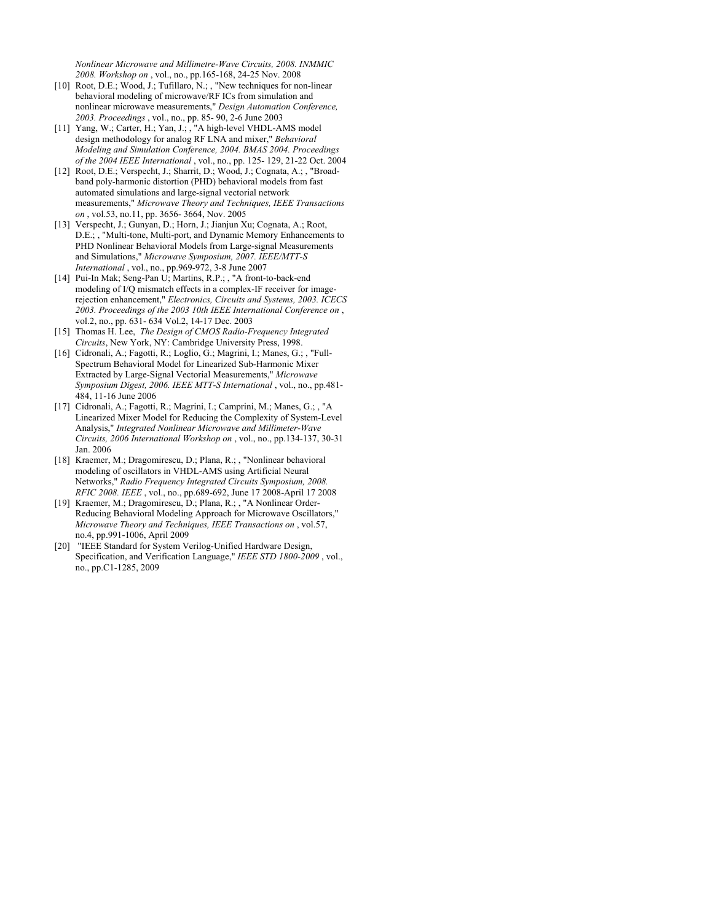*Nonlinear Microwave and Millimetre-Wave Circuits, 2008. INMMIC 2008. Workshop on* , vol., no., pp.165-168, 24-25 Nov. 2008

[10] Root, D.E.; Wood, J.; Tufillaro, N.; , "New techniques for non-linear behavioral modeling of microwave/RF ICs from simulation and nonlinear microwave measurements," *Design Automation Conference, 2003. Proceedings* , vol., no., pp. 85- 90, 2-6 June 2003

[11] Yang, W.; Carter, H.; Yan, J.; , "A high-level VHDL-AMS model design methodology for analog RF LNA and mixer," *Behavioral Modeling and Simulation Conference, 2004. BMAS 2004. Proceedings of the 2004 IEEE International* , vol., no., pp. 125- 129, 21-22 Oct. 2004

[12] Root, D.E.; Verspecht, J.; Sharrit, D.; Wood, J.; Cognata, A.; , "Broad-band poly-harmonic distortion (PHD) behavioral models from fast automated simulations and large-signal vectorial network measurements," *Microwave Theory and Techniques, IEEE Transactions on* , vol.53, no.11, pp. 3656- 3664, Nov. 2005

[13] Verspecht, J.; Gunyan, D.; Horn, J.; Jianjun Xu; Cognata, A.; Root, D.E.; , "Multi-tone, Multi-port, and Dynamic Memory Enhancements to PHD Nonlinear Behavioral Models from Large-signal Measurements and Simulations," *Microwave Symposium, 2007. IEEE/MTT-S International* , vol., no., pp.969-972, 3-8 June 2007

[14] Pui-In Mak; Seng-Pan U; Martins, R.P.; , "A front-to-back-end modeling of I/Q mismatch effects in a complex-IF receiver for image-rejection enhancement," *Electronics, Circuits and Systems, 2003. ICECS 2003. Proceedings of the 2003 10th IEEE International Conference on* , vol.2, no., pp. 631- 634 Vol.2, 14-17 Dec. 2003

[15] Thomas H. Lee, *The Design of CMOS Radio-Frequency Integrated Circuits*, New York, NY: Cambridge University Press, 1998.

[16] Cidronali, A.; Fagotti, R.; Loglio, G.; Magrini, I.; Manes, G.; , "Full-Spectrum Behavioral Model for Linearized Sub-Harmonic Mixer Extracted by Large-Signal Vectorial Measurements," *Microwave Symposium Digest, 2006. IEEE MTT-S International* , vol., no., pp.481-484, 11-16 June 2006

[17] Cidronali, A.; Fagotti, R.; Magrini, I.; Camprini, M.; Manes, G.; , "A Linearized Mixer Model for Reducing the Complexity of System-Level Analysis," *Integrated Nonlinear Microwave and Millimeter-Wave Circuits, 2006 International Workshop on* , vol., no., pp.134-137, 30-31 Jan. 2006

[18] Kraemer, M.; Dragomirescu, D.; Plana, R.; , "Nonlinear behavioral modeling of oscillators in VHDL-AMS using Artificial Neural Networks," *Radio Frequency Integrated Circuits Symposium, 2008. RFIC 2008. IEEE* , vol., no., pp.689-692, June 17 2008-April 17 2008

[19] Kraemer, M.; Dragomirescu, D.; Plana, R.; , "A Nonlinear Order-Reducing Behavioral Modeling Approach for Microwave Oscillators," *Microwave Theory and Techniques, IEEE Transactions on* , vol.57, no.4, pp.991-1006, April 2009

[20] "IEEE Standard for System Verilog-Unified Hardware Design, Specification, and Verification Language," *IEEE STD 1800-2009* , vol., no., pp.C1-1285, 2009